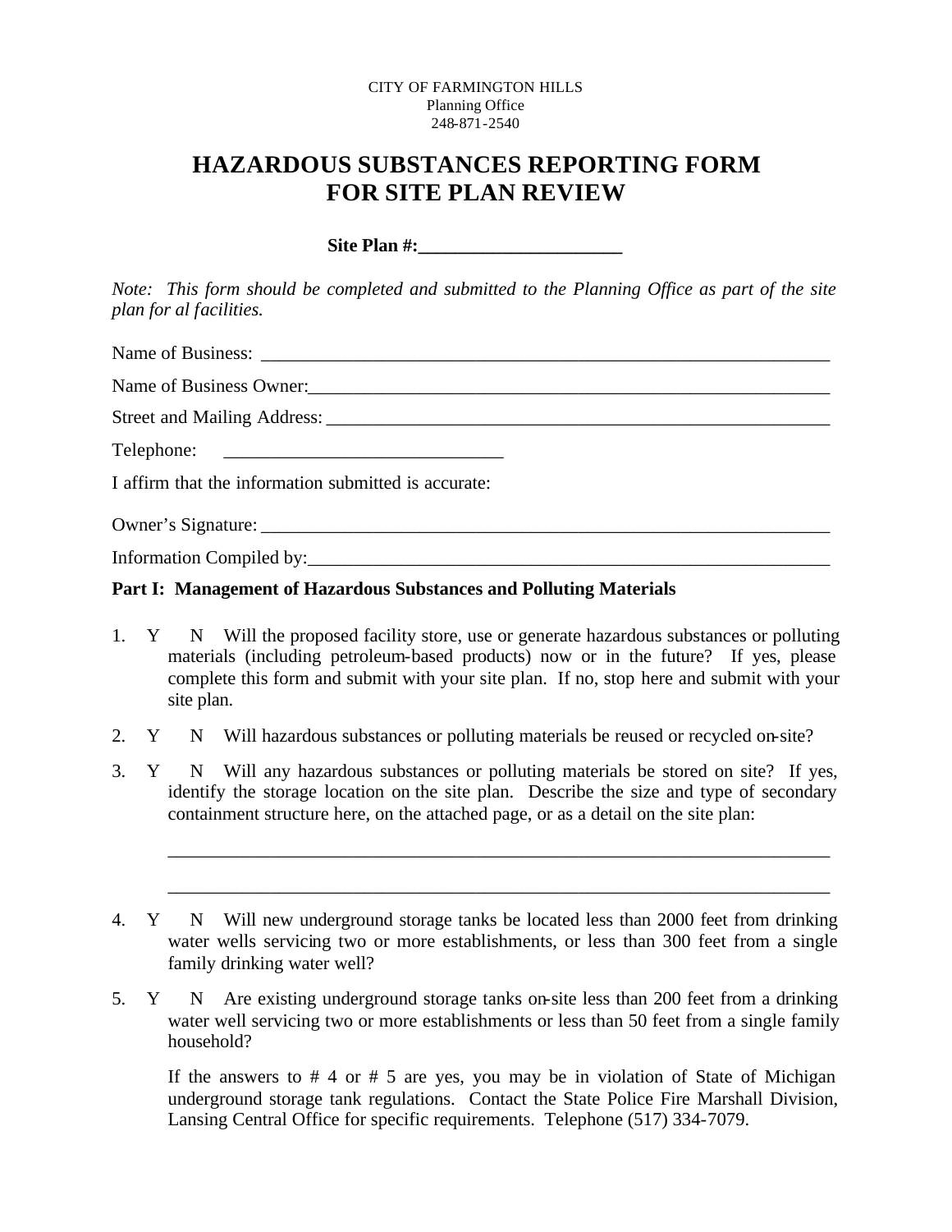CITY OF FARMINGTON HILLS
Planning Office
248-871-2540

# HAZARDOUS SUBSTANCES REPORTING FORM FOR SITE PLAN REVIEW

**Site Plan #:______________________**

*Note: This form should be completed and submitted to the Planning Office as part of the site plan for al facilities.*

Name of Business: ________________________________________________________________

Name of Business Owner:___________________________________________________________

Street and Mailing Address: ________________________________________________________

Telephone: ______________________________

I affirm that the information submitted is accurate:

Owner's Signature: ________________________________________________________________

Information Compiled by:___________________________________________________________

**Part I: Management of Hazardous Substances and Polluting Materials**

1. Y N Will the proposed facility store, use or generate hazardous substances or polluting materials (including petroleum-based products) now or in the future? If yes, please complete this form and submit with your site plan. If no, stop here and submit with your site plan.

2. Y N Will hazardous substances or polluting materials be reused or recycled on-site?

3. Y N Will any hazardous substances or polluting materials be stored on site? If yes, identify the storage location on the site plan. Describe the size and type of secondary containment structure here, on the attached page, or as a detail on the site plan:

   ___________________________________________________________________________

   ___________________________________________________________________________

4. Y N Will new underground storage tanks be located less than 2000 feet from drinking water wells servicing two or more establishments, or less than 300 feet from a single family drinking water well?

5. Y N Are existing underground storage tanks on-site less than 200 feet from a drinking water well servicing two or more establishments or less than 50 feet from a single family household?

   If the answers to # 4 or # 5 are yes, you may be in violation of State of Michigan underground storage tank regulations. Contact the State Police Fire Marshall Division, Lansing Central Office for specific requirements. Telephone (517) 334-7079.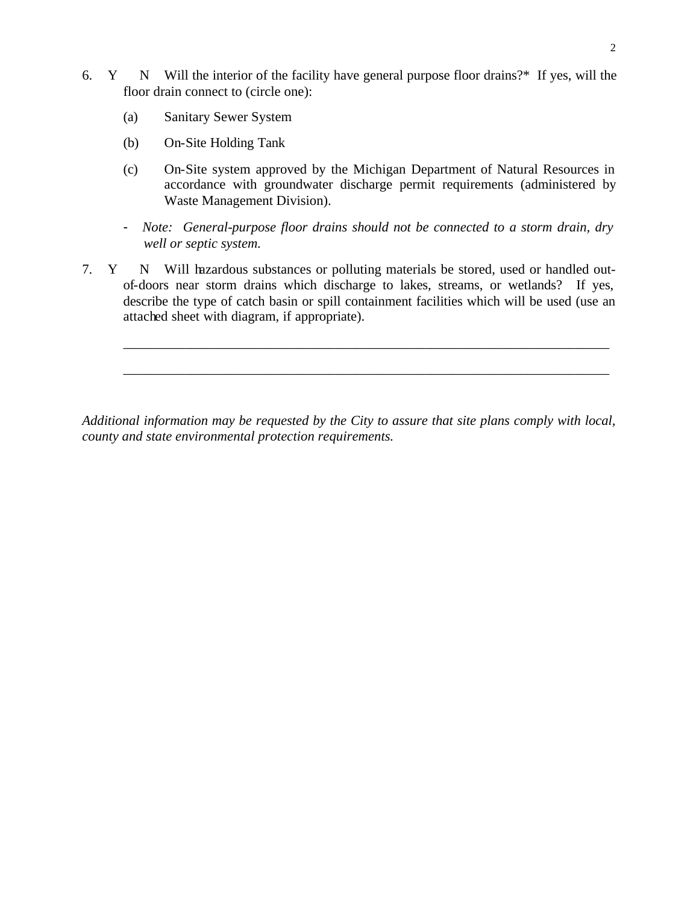6. Y N Will the interior of the facility have general purpose floor drains?* If yes, will the floor drain connect to (circle one):

   (a) Sanitary Sewer System

   (b) On-Site Holding Tank

   (c) On-Site system approved by the Michigan Department of Natural Resources in accordance with groundwater discharge permit requirements (administered by Waste Management Division).

   - *Note: General-purpose floor drains should not be connected to a storm drain, dry well or septic system.*

7. Y N Will hazardous substances or polluting materials be stored, used or handled out-of-doors near storm drains which discharge to lakes, streams, or wetlands? If yes, describe the type of catch basin or spill containment facilities which will be used (use an attached sheet with diagram, if appropriate).

   \_\_\_\_\_\_\_\_\_\_\_\_\_\_\_\_\_\_\_\_\_\_\_\_\_\_\_\_\_\_\_\_\_\_\_\_\_\_\_\_\_\_\_\_\_\_\_\_\_\_\_\_\_\_\_\_\_\_\_\_\_\_\_\_\_\_\_\_\_\_\_\_\_\_

   \_\_\_\_\_\_\_\_\_\_\_\_\_\_\_\_\_\_\_\_\_\_\_\_\_\_\_\_\_\_\_\_\_\_\_\_\_\_\_\_\_\_\_\_\_\_\_\_\_\_\_\_\_\_\_\_\_\_\_\_\_\_\_\_\_\_\_\_\_\_\_\_\_\_

*Additional information may be requested by the City to assure that site plans comply with local, county and state environmental protection requirements.*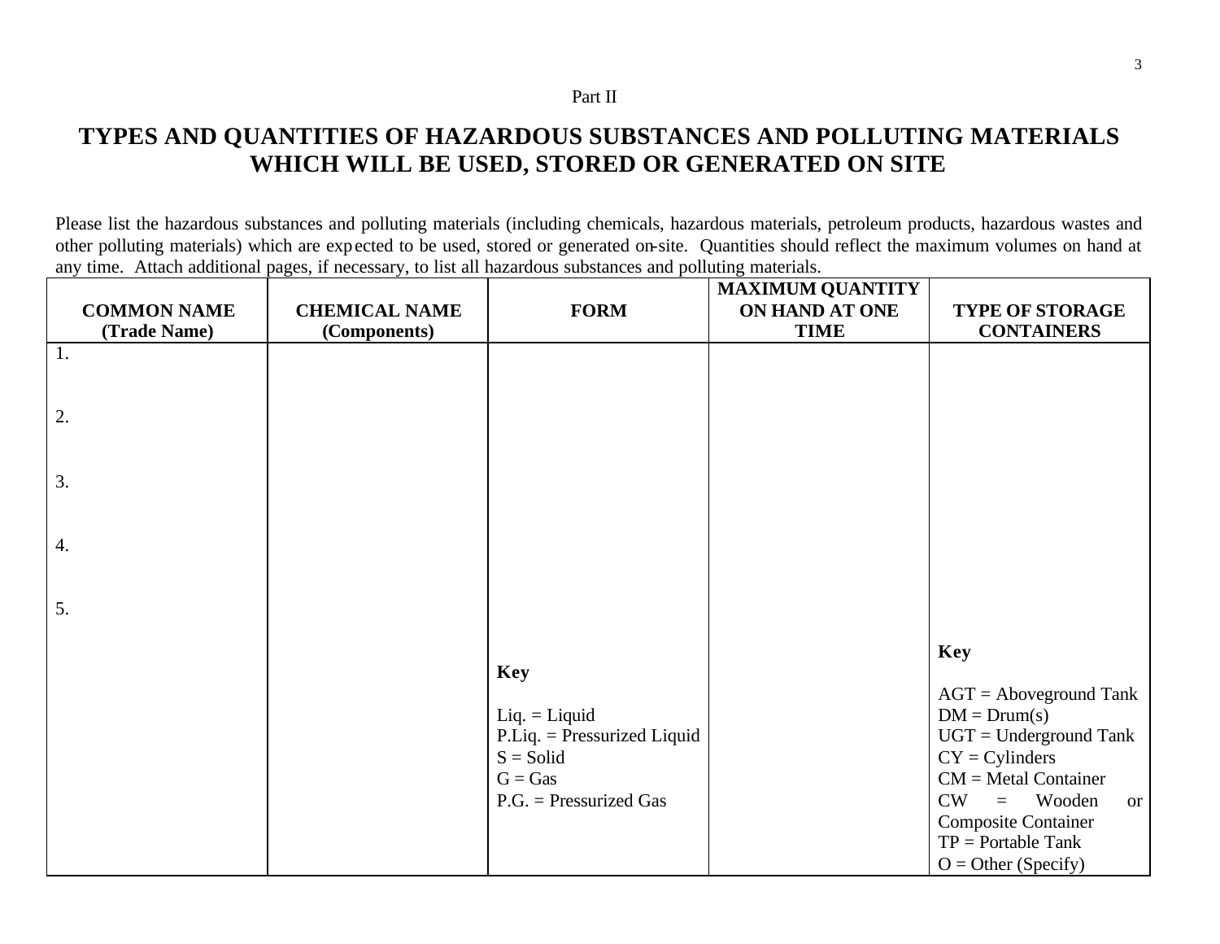Part II

# TYPES AND QUANTITIES OF HAZARDOUS SUBSTANCES AND POLLUTING MATERIALS WHICH WILL BE USED, STORED OR GENERATED ON SITE

Please list the hazardous substances and polluting materials (including chemicals, hazardous materials, petroleum products, hazardous wastes and other polluting materials) which are expected to be used, stored or generated on-site. Quantities should reflect the maximum volumes on hand at any time. Attach additional pages, if necessary, to list all hazardous substances and polluting materials.

| COMMON NAME (Trade Name) | CHEMICAL NAME (Components) | FORM | MAXIMUM QUANTITY ON HAND AT ONE TIME | TYPE OF STORAGE CONTAINERS |
|---|---|---|---|---|
| 1. | | | | |
| 2. | | | | |
| 3. | | | | |
| 4. | | | | |
| 5. | | | | |
| | | **Key**<br><br>Liq. = Liquid<br>P.Liq. = Pressurized Liquid<br>S = Solid<br>G = Gas<br>P.G. = Pressurized Gas | | **Key**<br><br>AGT = Aboveground Tank<br>DM = Drum(s)<br>UGT = Underground Tank<br>CY = Cylinders<br>CM = Metal Container<br>CW = Wooden or Composite Container<br>TP = Portable Tank<br>O = Other (Specify) |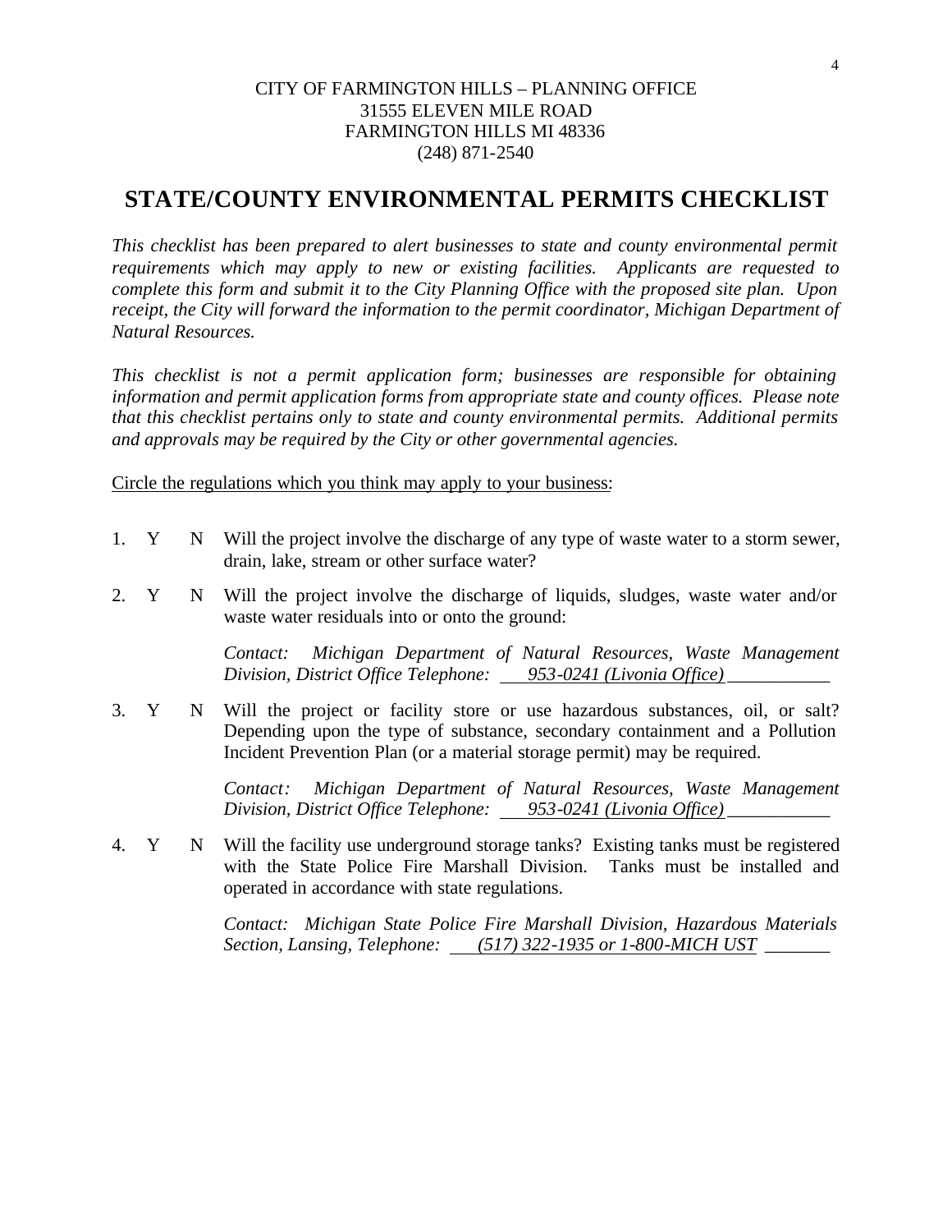CITY OF FARMINGTON HILLS – PLANNING OFFICE
31555 ELEVEN MILE ROAD
FARMINGTON HILLS MI 48336
(248) 871-2540

# STATE/COUNTY ENVIRONMENTAL PERMITS CHECKLIST

*This checklist has been prepared to alert businesses to state and county environmental permit requirements which may apply to new or existing facilities. Applicants are requested to complete this form and submit it to the City Planning Office with the proposed site plan. Upon receipt, the City will forward the information to the permit coordinator, Michigan Department of Natural Resources.*

*This checklist is not a permit application form; businesses are responsible for obtaining information and permit application forms from appropriate state and county offices. Please note that this checklist pertains only to state and county environmental permits. Additional permits and approvals may be required by the City or other governmental agencies.*

Circle the regulations which you think may apply to your business:

1. Y N Will the project involve the discharge of any type of waste water to a storm sewer, drain, lake, stream or other surface water?

2. Y N Will the project involve the discharge of liquids, sludges, waste water and/or waste water residuals into or onto the ground:

   *Contact: Michigan Department of Natural Resources, Waste Management Division, District Office Telephone: 953-0241 (Livonia Office)*

3. Y N Will the project or facility store or use hazardous substances, oil, or salt? Depending upon the type of substance, secondary containment and a Pollution Incident Prevention Plan (or a material storage permit) may be required.

   *Contact: Michigan Department of Natural Resources, Waste Management Division, District Office Telephone: 953-0241 (Livonia Office)*

4. Y N Will the facility use underground storage tanks? Existing tanks must be registered with the State Police Fire Marshall Division. Tanks must be installed and operated in accordance with state regulations.

   *Contact: Michigan State Police Fire Marshall Division, Hazardous Materials Section, Lansing, Telephone: (517) 322-1935 or 1-800-MICH UST*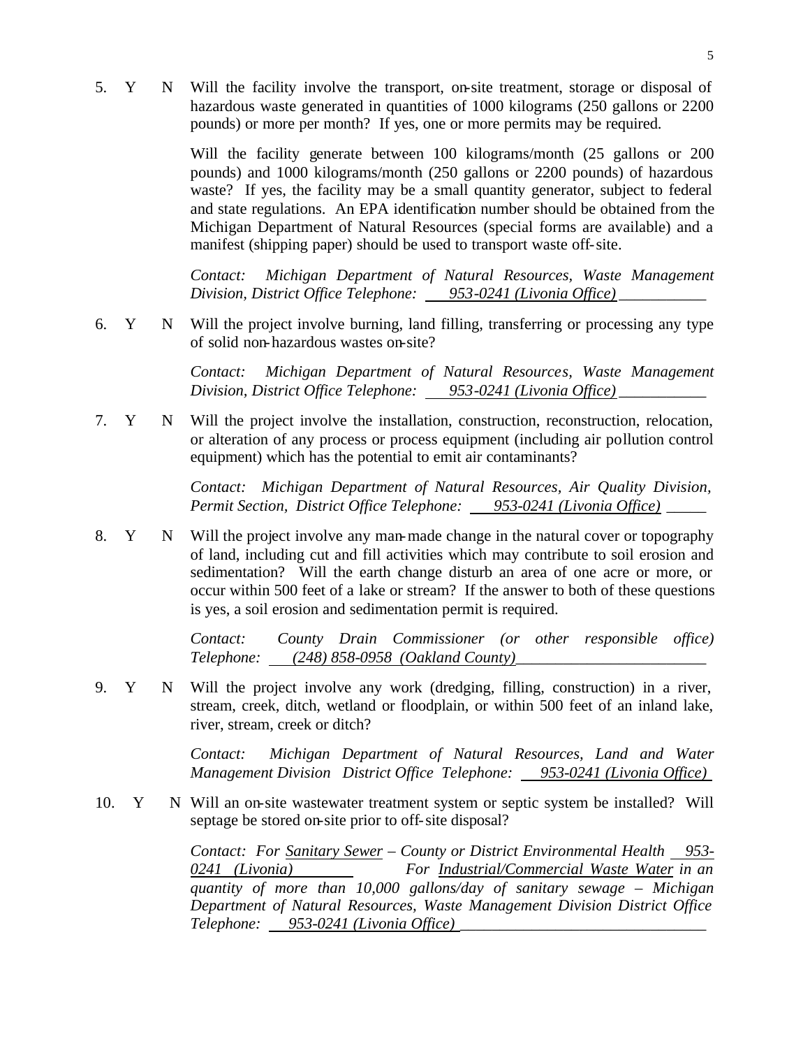5. Y N Will the facility involve the transport, on-site treatment, storage or disposal of hazardous waste generated in quantities of 1000 kilograms (250 gallons or 2200 pounds) or more per month? If yes, one or more permits may be required.

   Will the facility generate between 100 kilograms/month (25 gallons or 200 pounds) and 1000 kilograms/month (250 gallons or 2200 pounds) of hazardous waste? If yes, the facility may be a small quantity generator, subject to federal and state regulations. An EPA identification number should be obtained from the Michigan Department of Natural Resources (special forms are available) and a manifest (shipping paper) should be used to transport waste off-site.

   *Contact: Michigan Department of Natural Resources, Waste Management Division, District Office Telephone: 953-0241 (Livonia Office)*

6. Y N Will the project involve burning, land filling, transferring or processing any type of solid non-hazardous wastes on-site?

   *Contact: Michigan Department of Natural Resources, Waste Management Division, District Office Telephone: 953-0241 (Livonia Office)*

7. Y N Will the project involve the installation, construction, reconstruction, relocation, or alteration of any process or process equipment (including air pollution control equipment) which has the potential to emit air contaminants?

   *Contact: Michigan Department of Natural Resources, Air Quality Division, Permit Section, District Office Telephone: 953-0241 (Livonia Office)*

8. Y N Will the project involve any man-made change in the natural cover or topography of land, including cut and fill activities which may contribute to soil erosion and sedimentation? Will the earth change disturb an area of one acre or more, or occur within 500 feet of a lake or stream? If the answer to both of these questions is yes, a soil erosion and sedimentation permit is required.

   *Contact: County Drain Commissioner (or other responsible office) Telephone: (248) 858-0958 (Oakland County)*

9. Y N Will the project involve any work (dredging, filling, construction) in a river, stream, creek, ditch, wetland or floodplain, or within 500 feet of an inland lake, river, stream, creek or ditch?

   *Contact: Michigan Department of Natural Resources, Land and Water Management Division District Office Telephone: 953-0241 (Livonia Office)*

10. Y N Will an on-site wastewater treatment system or septic system be installed? Will septage be stored on-site prior to off-site disposal?

   *Contact: For Sanitary Sewer – County or District Environmental Health 953-0241 (Livonia) For Industrial/Commercial Waste Water in an quantity of more than 10,000 gallons/day of sanitary sewage – Michigan Department of Natural Resources, Waste Management Division District Office Telephone: 953-0241 (Livonia Office)*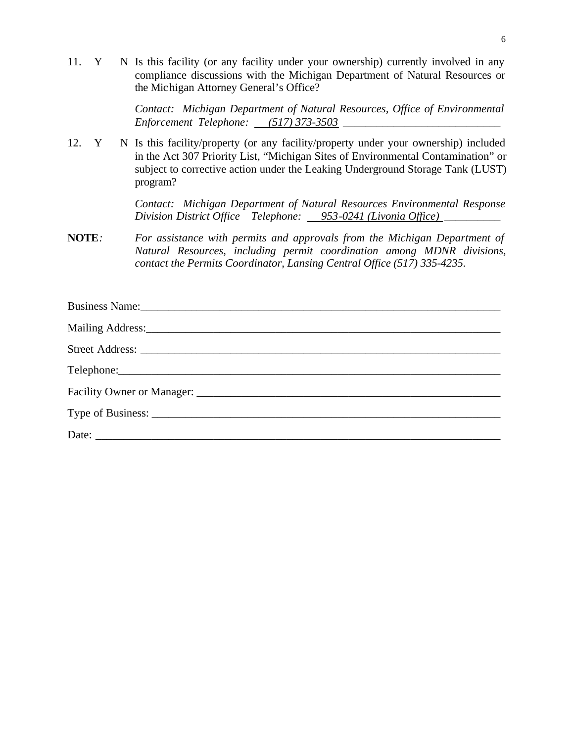11. Y N Is this facility (or any facility under your ownership) currently involved in any compliance discussions with the Michigan Department of Natural Resources or the Michigan Attorney General's Office?

    *Contact: Michigan Department of Natural Resources, Office of Environmental Enforcement Telephone: (517) 373-3503* ____________________________

12. Y N Is this facility/property (or any facility/property under your ownership) included in the Act 307 Priority List, "Michigan Sites of Environmental Contamination" or subject to corrective action under the Leaking Underground Storage Tank (LUST) program?

    *Contact: Michigan Department of Natural Resources Environmental Response Division District Office Telephone: 953-0241 (Livonia Office)* __________

**NOTE***:* *For assistance with permits and approvals from the Michigan Department of Natural Resources, including permit coordination among MDNR divisions, contact the Permits Coordinator, Lansing Central Office (517) 335-4235.*

Business Name:_________________________________________________________________

Mailing Address:________________________________________________________________

Street Address: _________________________________________________________________

Telephone:_____________________________________________________________________

Facility Owner or Manager: _______________________________________________________

Type of Business: _______________________________________________________________

Date: _________________________________________________________________________